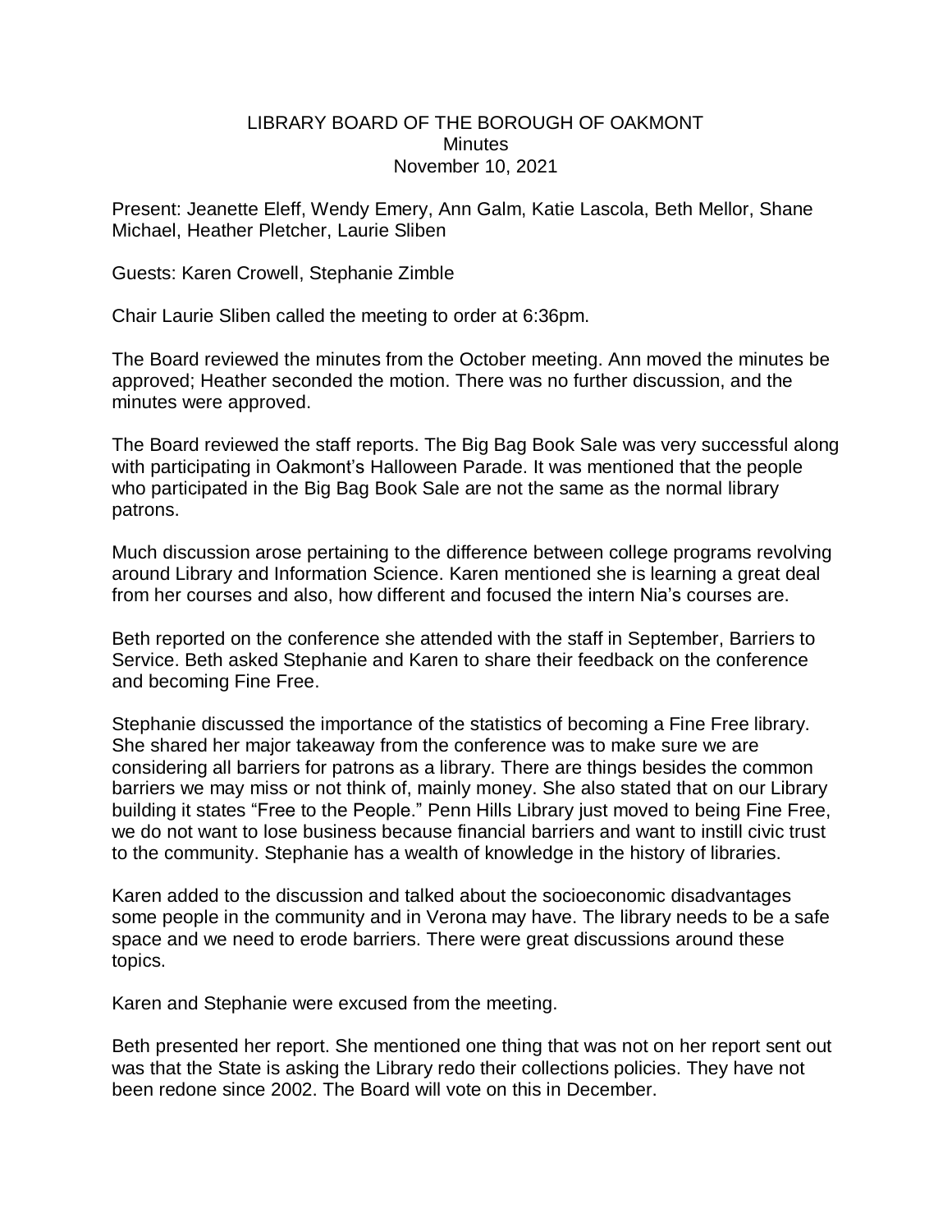# LIBRARY BOARD OF THE BOROUGH OF OAKMONT

## Minutes

## November 10, 2021

Present: Jeanette Eleff, Wendy Emery, Ann Galm, Katie Lascola, Beth Mellor, Shane Michael, Heather Pletcher, Laurie Sliben

Guests: Karen Crowell, Stephanie Zimble

Chair Laurie Sliben called the meeting to order at 6:36pm.

The Board reviewed the minutes from the October meeting. Ann moved the minutes be approved; Heather seconded the motion. There was no further discussion, and the minutes were approved.

The Board reviewed the staff reports. The Big Bag Book Sale was very successful along with participating in Oakmont's Halloween Parade. It was mentioned that the people who participated in the Big Bag Book Sale are not the same as the normal library patrons.

Much discussion arose pertaining to the difference between college programs revolving around Library and Information Science. Karen mentioned she is learning a great deal from her courses and also, how different and focused the intern Nia's courses are.

Beth reported on the conference she attended with the staff in September, Barriers to Service. Beth asked Stephanie and Karen to share their feedback on the conference and becoming Fine Free.

Stephanie discussed the importance of the statistics of becoming a Fine Free library. She shared her major takeaway from the conference was to make sure we are considering all barriers for patrons as a library. There are things besides the common barriers we may miss or not think of, mainly money. She also stated that on our Library building it states "Free to the People." Penn Hills Library just moved to being Fine Free, we do not want to lose business because financial barriers and want to instill civic trust to the community. Stephanie has a wealth of knowledge in the history of libraries.

Karen added to the discussion and talked about the socioeconomic disadvantages some people in the community and in Verona may have. The library needs to be a safe space and we need to erode barriers. There were great discussions around these topics.

Karen and Stephanie were excused from the meeting.

Beth presented her report. She mentioned one thing that was not on her report sent out was that the State is asking the Library redo their collections policies. They have not been redone since 2002. The Board will vote on this in December.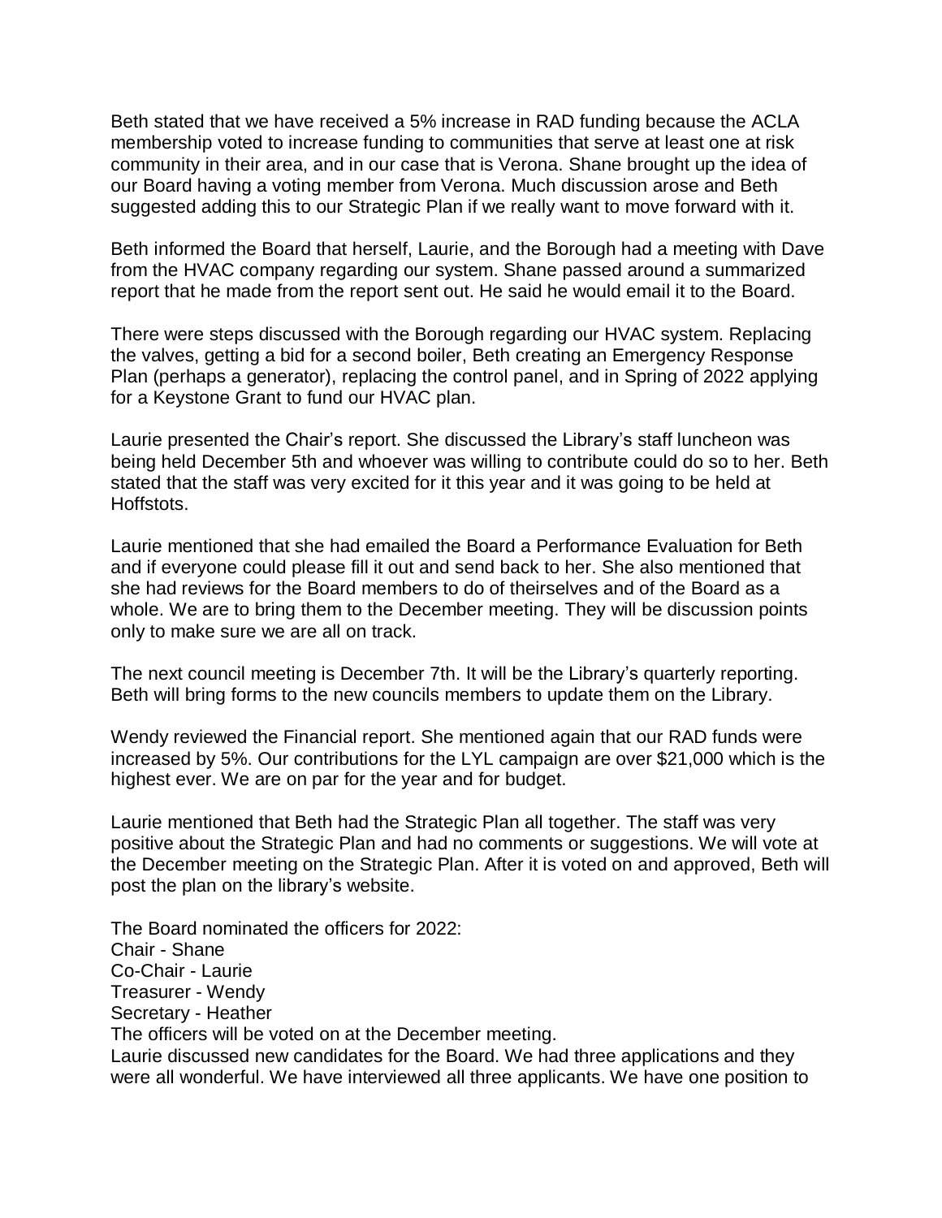Beth stated that we have received a 5% increase in RAD funding because the ACLA membership voted to increase funding to communities that serve at least one at risk community in their area, and in our case that is Verona. Shane brought up the idea of our Board having a voting member from Verona. Much discussion arose and Beth suggested adding this to our Strategic Plan if we really want to move forward with it.

Beth informed the Board that herself, Laurie, and the Borough had a meeting with Dave from the HVAC company regarding our system. Shane passed around a summarized report that he made from the report sent out. He said he would email it to the Board.

There were steps discussed with the Borough regarding our HVAC system. Replacing the valves, getting a bid for a second boiler, Beth creating an Emergency Response Plan (perhaps a generator), replacing the control panel, and in Spring of 2022 applying for a Keystone Grant to fund our HVAC plan.

Laurie presented the Chair's report. She discussed the Library's staff luncheon was being held December 5th and whoever was willing to contribute could do so to her. Beth stated that the staff was very excited for it this year and it was going to be held at Hoffstots.

Laurie mentioned that she had emailed the Board a Performance Evaluation for Beth and if everyone could please fill it out and send back to her. She also mentioned that she had reviews for the Board members to do of theirselves and of the Board as a whole. We are to bring them to the December meeting. They will be discussion points only to make sure we are all on track.

The next council meeting is December 7th. It will be the Library's quarterly reporting. Beth will bring forms to the new councils members to update them on the Library.

Wendy reviewed the Financial report. She mentioned again that our RAD funds were increased by 5%. Our contributions for the LYL campaign are over $21,000 which is the highest ever. We are on par for the year and for budget.

Laurie mentioned that Beth had the Strategic Plan all together. The staff was very positive about the Strategic Plan and had no comments or suggestions. We will vote at the December meeting on the Strategic Plan. After it is voted on and approved, Beth will post the plan on the library's website.

The Board nominated the officers for 2022:
Chair - Shane
Co-Chair - Laurie
Treasurer - Wendy
Secretary - Heather
The officers will be voted on at the December meeting.
Laurie discussed new candidates for the Board. We had three applications and they were all wonderful. We have interviewed all three applicants. We have one position to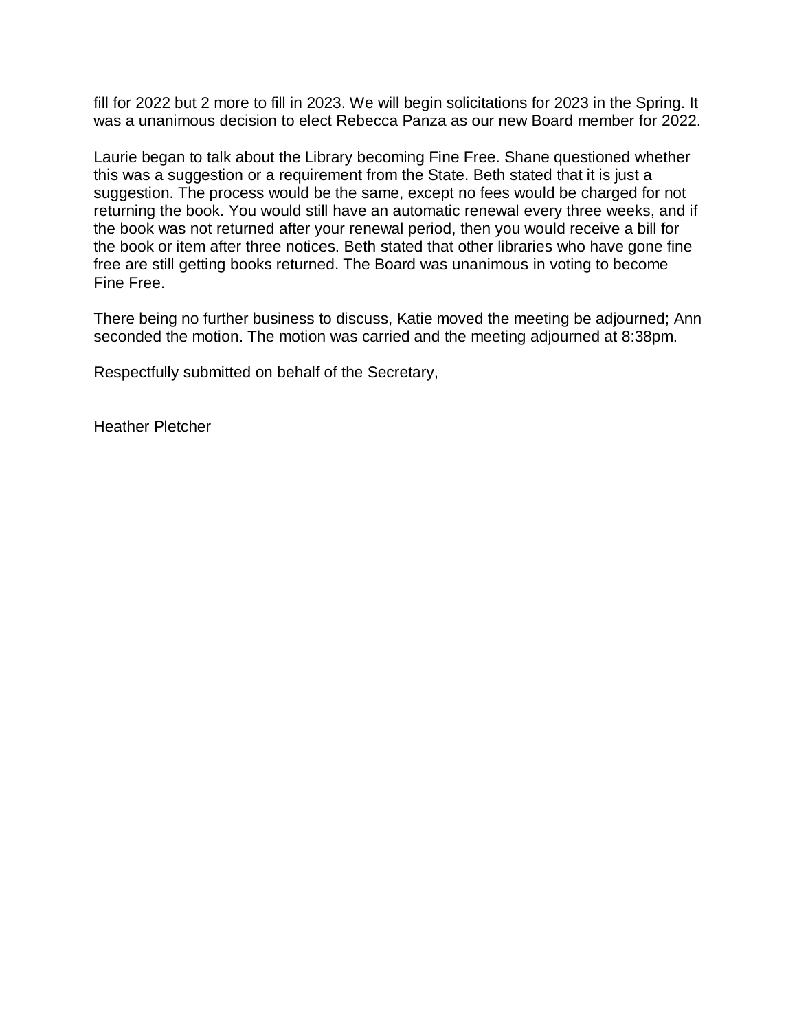fill for 2022 but 2 more to fill in 2023. We will begin solicitations for 2023 in the Spring. It was a unanimous decision to elect Rebecca Panza as our new Board member for 2022.

Laurie began to talk about the Library becoming Fine Free. Shane questioned whether this was a suggestion or a requirement from the State. Beth stated that it is just a suggestion. The process would be the same, except no fees would be charged for not returning the book. You would still have an automatic renewal every three weeks, and if the book was not returned after your renewal period, then you would receive a bill for the book or item after three notices. Beth stated that other libraries who have gone fine free are still getting books returned. The Board was unanimous in voting to become Fine Free.

There being no further business to discuss, Katie moved the meeting be adjourned; Ann seconded the motion. The motion was carried and the meeting adjourned at 8:38pm.

Respectfully submitted on behalf of the Secretary,

Heather Pletcher